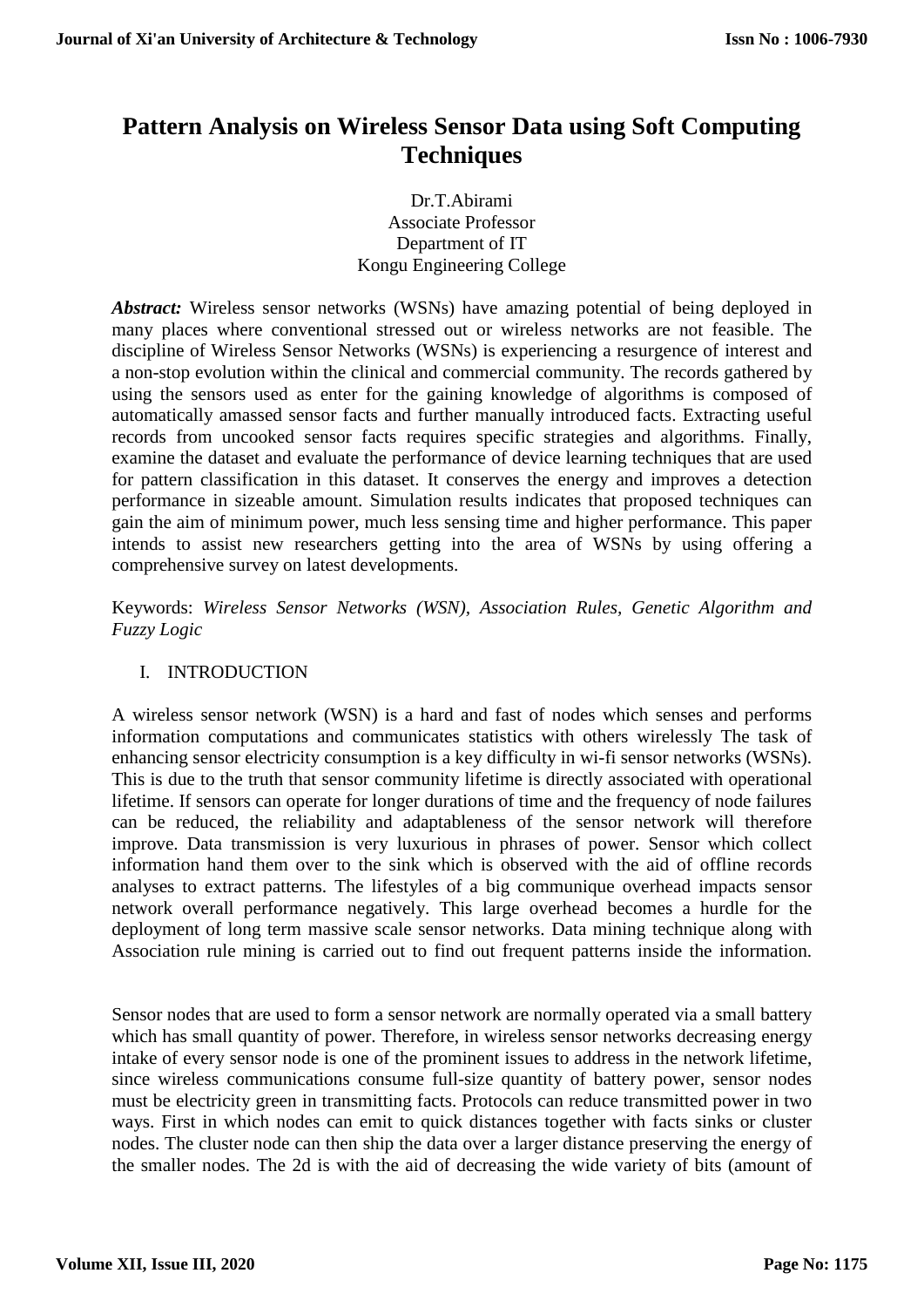# Pattern Analysis on Wireless Sensor Data using Soft Computing Techniques

Dr.T.Abirami
Associate Professor
Department of IT
Kongu Engineering College

***Abstract:*** Wireless sensor networks (WSNs) have amazing potential of being deployed in many places where conventional stressed out or wireless networks are not feasible. The discipline of Wireless Sensor Networks (WSNs) is experiencing a resurgence of interest and a non-stop evolution within the clinical and commercial community. The records gathered by using the sensors used as enter for the gaining knowledge of algorithms is composed of automatically amassed sensor facts and further manually introduced facts. Extracting useful records from uncooked sensor facts requires specific strategies and algorithms. Finally, examine the dataset and evaluate the performance of device learning techniques that are used for pattern classification in this dataset. It conserves the energy and improves a detection performance in sizeable amount. Simulation results indicates that proposed techniques can gain the aim of minimum power, much less sensing time and higher performance. This paper intends to assist new researchers getting into the area of WSNs by using offering a comprehensive survey on latest developments.

Keywords: *Wireless Sensor Networks (WSN), Association Rules, Genetic Algorithm and Fuzzy Logic*

## I. INTRODUCTION

A wireless sensor network (WSN) is a hard and fast of nodes which senses and performs information computations and communicates statistics with others wirelessly The task of enhancing sensor electricity consumption is a key difficulty in wi-fi sensor networks (WSNs). This is due to the truth that sensor community lifetime is directly associated with operational lifetime. If sensors can operate for longer durations of time and the frequency of node failures can be reduced, the reliability and adaptableness of the sensor network will therefore improve. Data transmission is very luxurious in phrases of power. Sensor which collect information hand them over to the sink which is observed with the aid of offline records analyses to extract patterns. The lifestyles of a big communique overhead impacts sensor network overall performance negatively. This large overhead becomes a hurdle for the deployment of long term massive scale sensor networks. Data mining technique along with Association rule mining is carried out to find out frequent patterns inside the information.

Sensor nodes that are used to form a sensor network are normally operated via a small battery which has small quantity of power. Therefore, in wireless sensor networks decreasing energy intake of every sensor node is one of the prominent issues to address in the network lifetime, since wireless communications consume full-size quantity of battery power, sensor nodes must be electricity green in transmitting facts. Protocols can reduce transmitted power in two ways. First in which nodes can emit to quick distances together with facts sinks or cluster nodes. The cluster node can then ship the data over a larger distance preserving the energy of the smaller nodes. The 2d is with the aid of decreasing the wide variety of bits (amount of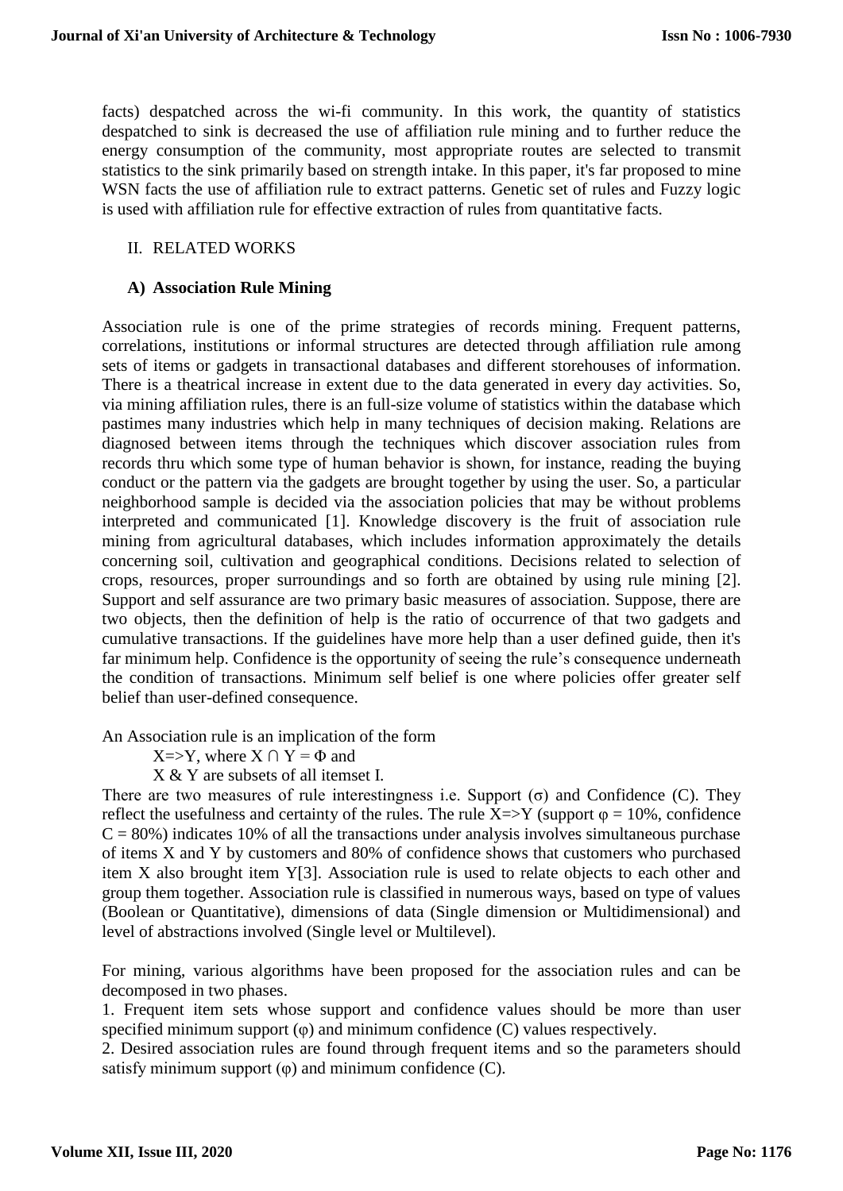facts) despatched across the wi-fi community. In this work, the quantity of statistics despatched to sink is decreased the use of affiliation rule mining and to further reduce the energy consumption of the community, most appropriate routes are selected to transmit statistics to the sink primarily based on strength intake. In this paper, it's far proposed to mine WSN facts the use of affiliation rule to extract patterns. Genetic set of rules and Fuzzy logic is used with affiliation rule for effective extraction of rules from quantitative facts.

## II. RELATED WORKS

### A) Association Rule Mining

Association rule is one of the prime strategies of records mining. Frequent patterns, correlations, institutions or informal structures are detected through affiliation rule among sets of items or gadgets in transactional databases and different storehouses of information. There is a theatrical increase in extent due to the data generated in every day activities. So, via mining affiliation rules, there is an full-size volume of statistics within the database which pastimes many industries which help in many techniques of decision making. Relations are diagnosed between items through the techniques which discover association rules from records thru which some type of human behavior is shown, for instance, reading the buying conduct or the pattern via the gadgets are brought together by using the user. So, a particular neighborhood sample is decided via the association policies that may be without problems interpreted and communicated [1]. Knowledge discovery is the fruit of association rule mining from agricultural databases, which includes information approximately the details concerning soil, cultivation and geographical conditions. Decisions related to selection of crops, resources, proper surroundings and so forth are obtained by using rule mining [2]. Support and self assurance are two primary basic measures of association. Suppose, there are two objects, then the definition of help is the ratio of occurrence of that two gadgets and cumulative transactions. If the guidelines have more help than a user defined guide, then it's far minimum help. Confidence is the opportunity of seeing the rule's consequence underneath the condition of transactions. Minimum self belief is one where policies offer greater self belief than user-defined consequence.

An Association rule is an implication of the form

$X \Rightarrow Y$, where $X \cap Y = \Phi$ and

X & Y are subsets of all itemset I.

There are two measures of rule interestingness i.e. Support ($\sigma$) and Confidence (C). They reflect the usefulness and certainty of the rules. The rule $X \Rightarrow Y$ (support $\varphi = 10\%$, confidence $C = 80\%$) indicates 10% of all the transactions under analysis involves simultaneous purchase of items X and Y by customers and 80% of confidence shows that customers who purchased item X also brought item Y[3]. Association rule is used to relate objects to each other and group them together. Association rule is classified in numerous ways, based on type of values (Boolean or Quantitative), dimensions of data (Single dimension or Multidimensional) and level of abstractions involved (Single level or Multilevel).

For mining, various algorithms have been proposed for the association rules and can be decomposed in two phases.

1. Frequent item sets whose support and confidence values should be more than user specified minimum support ($\varphi$) and minimum confidence (C) values respectively.
2. Desired association rules are found through frequent items and so the parameters should satisfy minimum support ($\varphi$) and minimum confidence (C).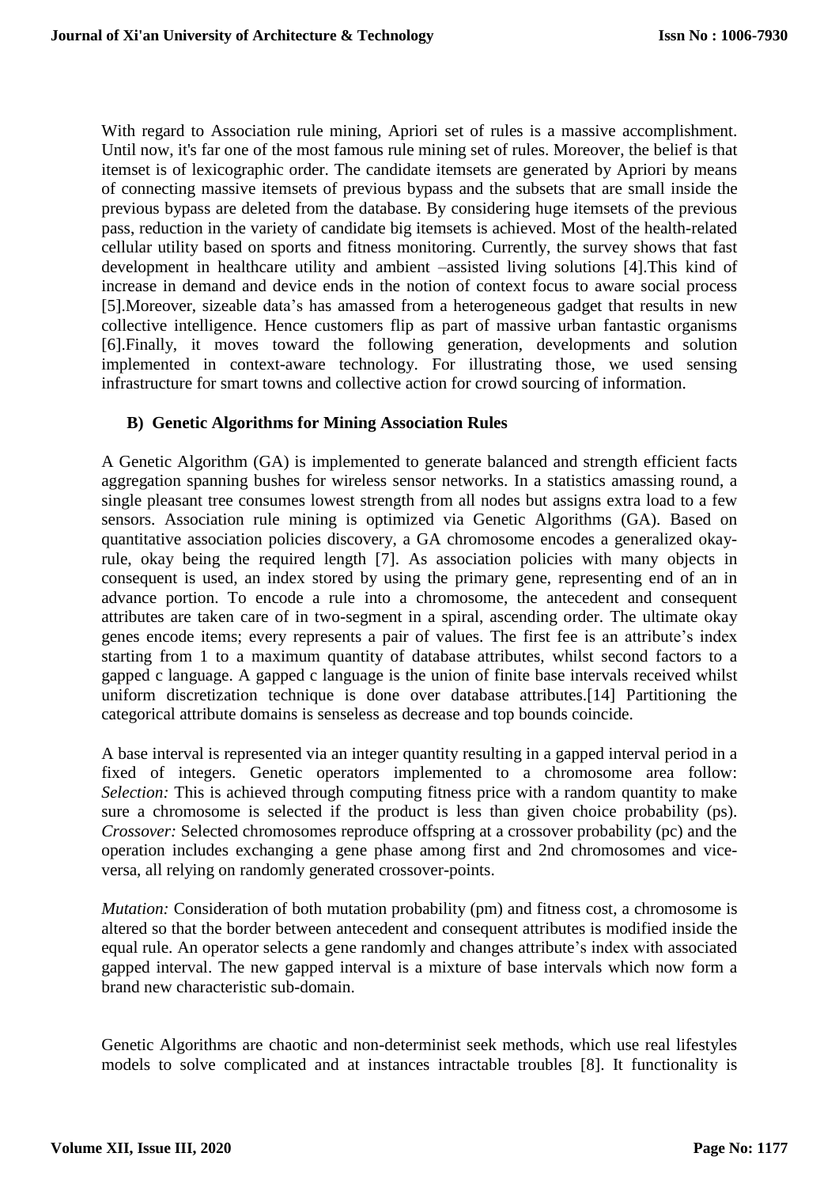With regard to Association rule mining, Apriori set of rules is a massive accomplishment. Until now, it's far one of the most famous rule mining set of rules. Moreover, the belief is that itemset is of lexicographic order. The candidate itemsets are generated by Apriori by means of connecting massive itemsets of previous bypass and the subsets that are small inside the previous bypass are deleted from the database. By considering huge itemsets of the previous pass, reduction in the variety of candidate big itemsets is achieved. Most of the health-related cellular utility based on sports and fitness monitoring. Currently, the survey shows that fast development in healthcare utility and ambient –assisted living solutions [4].This kind of increase in demand and device ends in the notion of context focus to aware social process [5].Moreover, sizeable data's has amassed from a heterogeneous gadget that results in new collective intelligence. Hence customers flip as part of massive urban fantastic organisms [6].Finally, it moves toward the following generation, developments and solution implemented in context-aware technology. For illustrating those, we used sensing infrastructure for smart towns and collective action for crowd sourcing of information.

### B) Genetic Algorithms for Mining Association Rules

A Genetic Algorithm (GA) is implemented to generate balanced and strength efficient facts aggregation spanning bushes for wireless sensor networks. In a statistics amassing round, a single pleasant tree consumes lowest strength from all nodes but assigns extra load to a few sensors. Association rule mining is optimized via Genetic Algorithms (GA). Based on quantitative association policies discovery, a GA chromosome encodes a generalized okay-rule, okay being the required length [7]. As association policies with many objects in consequent is used, an index stored by using the primary gene, representing end of an in advance portion. To encode a rule into a chromosome, the antecedent and consequent attributes are taken care of in two-segment in a spiral, ascending order. The ultimate okay genes encode items; every represents a pair of values. The first fee is an attribute's index starting from 1 to a maximum quantity of database attributes, whilst second factors to a gapped c language. A gapped c language is the union of finite base intervals received whilst uniform discretization technique is done over database attributes.[14] Partitioning the categorical attribute domains is senseless as decrease and top bounds coincide.

A base interval is represented via an integer quantity resulting in a gapped interval period in a fixed of integers. Genetic operators implemented to a chromosome area follow: *Selection:* This is achieved through computing fitness price with a random quantity to make sure a chromosome is selected if the product is less than given choice probability (ps). *Crossover:* Selected chromosomes reproduce offspring at a crossover probability (pc) and the operation includes exchanging a gene phase among first and 2nd chromosomes and vice-versa, all relying on randomly generated crossover-points.

*Mutation:* Consideration of both mutation probability (pm) and fitness cost, a chromosome is altered so that the border between antecedent and consequent attributes is modified inside the equal rule. An operator selects a gene randomly and changes attribute's index with associated gapped interval. The new gapped interval is a mixture of base intervals which now form a brand new characteristic sub-domain.

Genetic Algorithms are chaotic and non-determinist seek methods, which use real lifestyles models to solve complicated and at instances intractable troubles [8]. It functionality is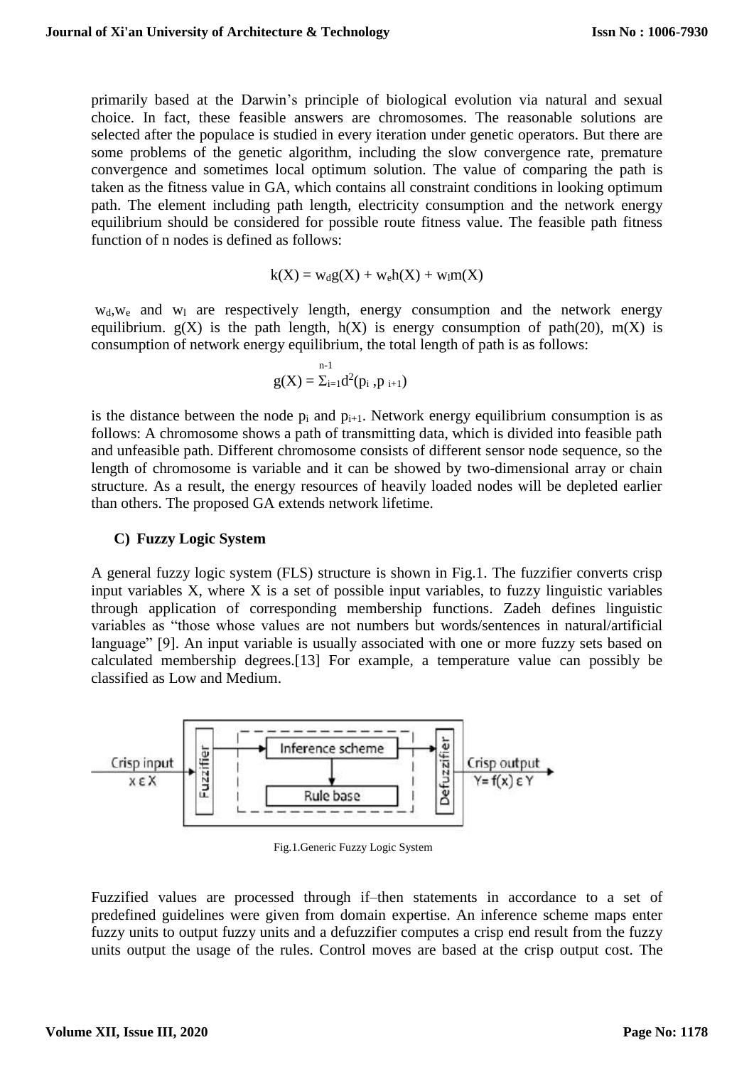primarily based at the Darwin's principle of biological evolution via natural and sexual choice. In fact, these feasible answers are chromosomes. The reasonable solutions are selected after the populace is studied in every iteration under genetic operators. But there are some problems of the genetic algorithm, including the slow convergence rate, premature convergence and sometimes local optimum solution. The value of comparing the path is taken as the fitness value in GA, which contains all constraint conditions in looking optimum path. The element including path length, electricity consumption and the network energy equilibrium should be considered for possible route fitness value. The feasible path fitness function of n nodes is defined as follows:

$$k(X) = w_d g(X) + w_e h(X) + w_l m(X)$$

$w_d$, $w_e$ and $w_l$ are respectively length, energy consumption and the network energy equilibrium. g(X) is the path length, h(X) is energy consumption of path(20), m(X) is consumption of network energy equilibrium, the total length of path is as follows:

$$g(X) = \Sigma_{i=1}^{n-1} d^2(p_i , p_{i+1})$$

is the distance between the node $p_i$ and $p_{i+1}$. Network energy equilibrium consumption is as follows: A chromosome shows a path of transmitting data, which is divided into feasible path and unfeasible path. Different chromosome consists of different sensor node sequence, so the length of chromosome is variable and it can be showed by two-dimensional array or chain structure. As a result, the energy resources of heavily loaded nodes will be depleted earlier than others. The proposed GA extends network lifetime.

### C) Fuzzy Logic System

A general fuzzy logic system (FLS) structure is shown in Fig.1. The fuzzifier converts crisp input variables X, where X is a set of possible input variables, to fuzzy linguistic variables through application of corresponding membership functions. Zadeh defines linguistic variables as "those whose values are not numbers but words/sentences in natural/artificial language" [9]. An input variable is usually associated with one or more fuzzy sets based on calculated membership degrees.[13] For example, a temperature value can possibly be classified as Low and Medium.

Fig.1.Generic Fuzzy Logic System

Fuzzified values are processed through if–then statements in accordance to a set of predefined guidelines were given from domain expertise. An inference scheme maps enter fuzzy units to output fuzzy units and a defuzzifier computes a crisp end result from the fuzzy units output the usage of the rules. Control moves are based at the crisp output cost. The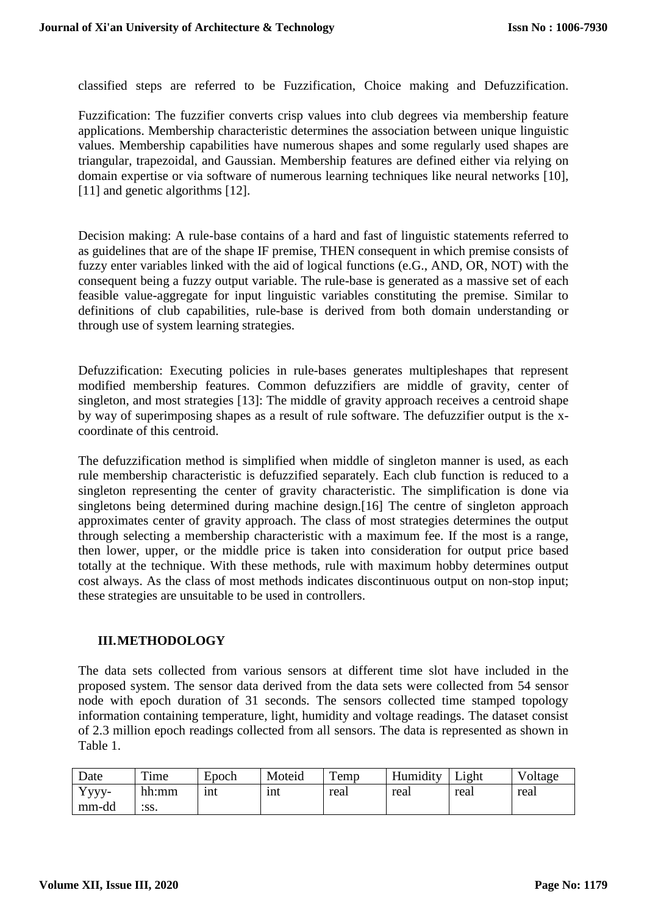classified steps are referred to be Fuzzification, Choice making and Defuzzification.

Fuzzification: The fuzzifier converts crisp values into club degrees via membership feature applications. Membership characteristic determines the association between unique linguistic values. Membership capabilities have numerous shapes and some regularly used shapes are triangular, trapezoidal, and Gaussian. Membership features are defined either via relying on domain expertise or via software of numerous learning techniques like neural networks [10], [11] and genetic algorithms [12].

Decision making: A rule-base contains of a hard and fast of linguistic statements referred to as guidelines that are of the shape IF premise, THEN consequent in which premise consists of fuzzy enter variables linked with the aid of logical functions (e.G., AND, OR, NOT) with the consequent being a fuzzy output variable. The rule-base is generated as a massive set of each feasible value-aggregate for input linguistic variables constituting the premise. Similar to definitions of club capabilities, rule-base is derived from both domain understanding or through use of system learning strategies.

Defuzzification: Executing policies in rule-bases generates multipleshapes that represent modified membership features. Common defuzzifiers are middle of gravity, center of singleton, and most strategies [13]: The middle of gravity approach receives a centroid shape by way of superimposing shapes as a result of rule software. The defuzzifier output is the x-coordinate of this centroid.

The defuzzification method is simplified when middle of singleton manner is used, as each rule membership characteristic is defuzzified separately. Each club function is reduced to a singleton representing the center of gravity characteristic. The simplification is done via singletons being determined during machine design.[16] The centre of singleton approach approximates center of gravity approach. The class of most strategies determines the output through selecting a membership characteristic with a maximum fee. If the most is a range, then lower, upper, or the middle price is taken into consideration for output price based totally at the technique. With these methods, rule with maximum hobby determines output cost always. As the class of most methods indicates discontinuous output on non-stop input; these strategies are unsuitable to be used in controllers.

## III. METHODOLOGY

The data sets collected from various sensors at different time slot have included in the proposed system. The sensor data derived from the data sets were collected from 54 sensor node with epoch duration of 31 seconds. The sensors collected time stamped topology information containing temperature, light, humidity and voltage readings. The dataset consist of 2.3 million epoch readings collected from all sensors. The data is represented as shown in Table 1.

| Date | Time | Epoch | Moteid | Temp | Humidity | Light | Voltage |
|---|---|---|---|---|---|---|---|
| Yyyy-mm-dd | hh:mm :ss. | int | int | real | real | real | real |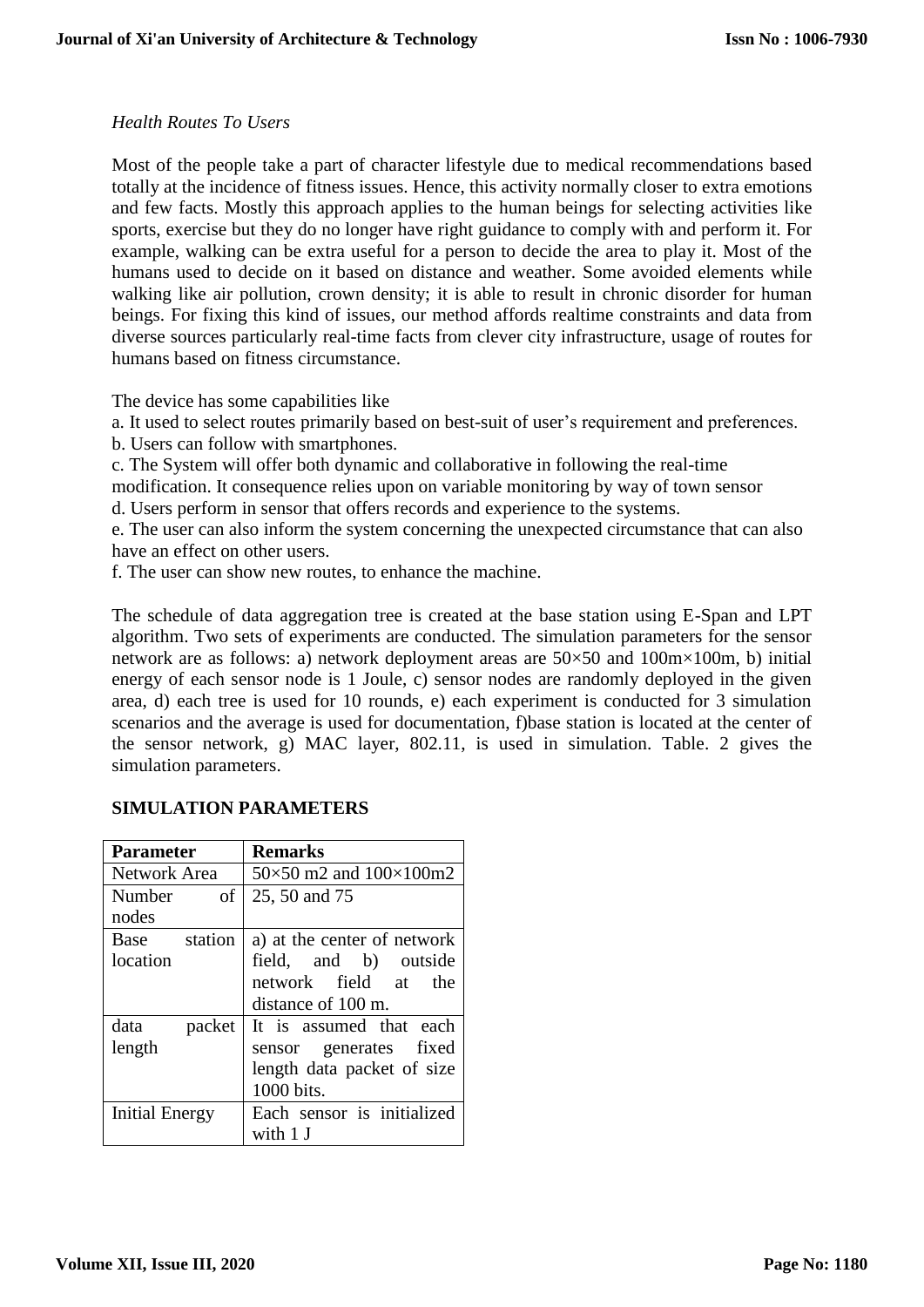*Health Routes To Users*

Most of the people take a part of character lifestyle due to medical recommendations based totally at the incidence of fitness issues. Hence, this activity normally closer to extra emotions and few facts. Mostly this approach applies to the human beings for selecting activities like sports, exercise but they do no longer have right guidance to comply with and perform it. For example, walking can be extra useful for a person to decide the area to play it. Most of the humans used to decide on it based on distance and weather. Some avoided elements while walking like air pollution, crown density; it is able to result in chronic disorder for human beings. For fixing this kind of issues, our method affords realtime constraints and data from diverse sources particularly real-time facts from clever city infrastructure, usage of routes for humans based on fitness circumstance.

The device has some capabilities like

a. It used to select routes primarily based on best-suit of user's requirement and preferences.
b. Users can follow with smartphones.
c. The System will offer both dynamic and collaborative in following the real-time modification. It consequence relies upon on variable monitoring by way of town sensor
d. Users perform in sensor that offers records and experience to the systems.
e. The user can also inform the system concerning the unexpected circumstance that can also have an effect on other users.
f. The user can show new routes, to enhance the machine.

The schedule of data aggregation tree is created at the base station using E-Span and LPT algorithm. Two sets of experiments are conducted. The simulation parameters for the sensor network are as follows: a) network deployment areas are 50×50 and 100m×100m, b) initial energy of each sensor node is 1 Joule, c) sensor nodes are randomly deployed in the given area, d) each tree is used for 10 rounds, e) each experiment is conducted for 3 simulation scenarios and the average is used for documentation, f)base station is located at the center of the sensor network, g) MAC layer, 802.11, is used in simulation. Table. 2 gives the simulation parameters.

**SIMULATION PARAMETERS**

| **Parameter** | **Remarks** |
|---|---|
| Network Area | 50×50 m2 and 100×100m2 |
| Number of nodes | 25, 50 and 75 |
| Base station location | a) at the center of network field, and b) outside network field at the distance of 100 m. |
| data packet length | It is assumed that each sensor generates fixed length data packet of size 1000 bits. |
| Initial Energy | Each sensor is initialized with 1 J |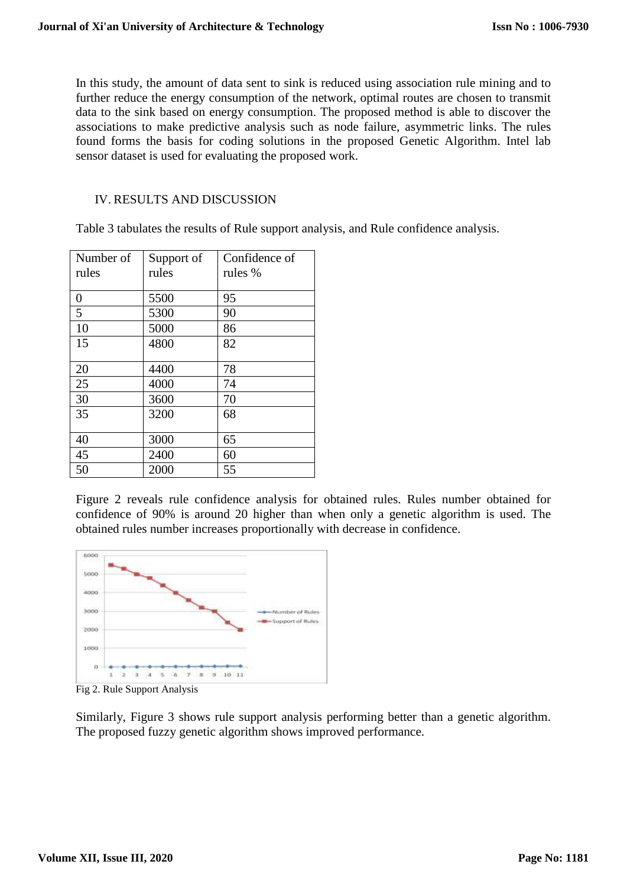In this study, the amount of data sent to sink is reduced using association rule mining and to further reduce the energy consumption of the network, optimal routes are chosen to transmit data to the sink based on energy consumption. The proposed method is able to discover the associations to make predictive analysis such as node failure, asymmetric links. The rules found forms the basis for coding solutions in the proposed Genetic Algorithm. Intel lab sensor dataset is used for evaluating the proposed work.

## IV. RESULTS AND DISCUSSION

Table 3 tabulates the results of Rule support analysis, and Rule confidence analysis.

| Number of rules | Support of rules | Confidence of rules % |
|---|---|---|
| 0 | 5500 | 95 |
| 5 | 5300 | 90 |
| 10 | 5000 | 86 |
| 15 | 4800 | 82 |
| 20 | 4400 | 78 |
| 25 | 4000 | 74 |
| 30 | 3600 | 70 |
| 35 | 3200 | 68 |
| 40 | 3000 | 65 |
| 45 | 2400 | 60 |
| 50 | 2000 | 55 |

Figure 2 reveals rule confidence analysis for obtained rules. Rules number obtained for confidence of 90% is around 20 higher than when only a genetic algorithm is used. The obtained rules number increases proportionally with decrease in confidence.

Fig 2. Rule Support Analysis

Similarly, Figure 3 shows rule support analysis performing better than a genetic algorithm. The proposed fuzzy genetic algorithm shows improved performance.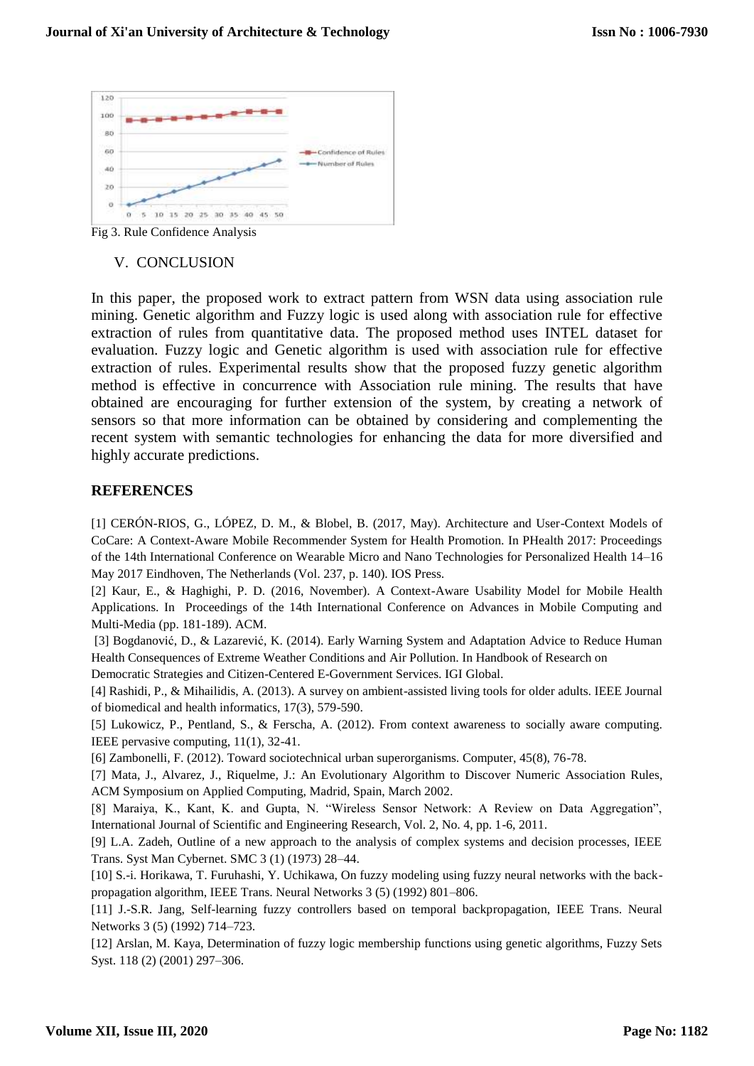Fig 3. Rule Confidence Analysis

## V. CONCLUSION

In this paper, the proposed work to extract pattern from WSN data using association rule mining. Genetic algorithm and Fuzzy logic is used along with association rule for effective extraction of rules from quantitative data. The proposed method uses INTEL dataset for evaluation. Fuzzy logic and Genetic algorithm is used with association rule for effective extraction of rules. Experimental results show that the proposed fuzzy genetic algorithm method is effective in concurrence with Association rule mining. The results that have obtained are encouraging for further extension of the system, by creating a network of sensors so that more information can be obtained by considering and complementing the recent system with semantic technologies for enhancing the data for more diversified and highly accurate predictions.

## REFERENCES

[1] CERÓN-RIOS, G., LÓPEZ, D. M., & Blobel, B. (2017, May). Architecture and User-Context Models of CoCare: A Context-Aware Mobile Recommender System for Health Promotion. In PHealth 2017: Proceedings of the 14th International Conference on Wearable Micro and Nano Technologies for Personalized Health 14–16 May 2017 Eindhoven, The Netherlands (Vol. 237, p. 140). IOS Press.

[2] Kaur, E., & Haghighi, P. D. (2016, November). A Context-Aware Usability Model for Mobile Health Applications. In Proceedings of the 14th International Conference on Advances in Mobile Computing and Multi-Media (pp. 181-189). ACM.

[3] Bogdanović, D., & Lazarević, K. (2014). Early Warning System and Adaptation Advice to Reduce Human Health Consequences of Extreme Weather Conditions and Air Pollution. In Handbook of Research on Democratic Strategies and Citizen-Centered E-Government Services. IGI Global.

[4] Rashidi, P., & Mihailidis, A. (2013). A survey on ambient-assisted living tools for older adults. IEEE Journal of biomedical and health informatics, 17(3), 579-590.

[5] Lukowicz, P., Pentland, S., & Ferscha, A. (2012). From context awareness to socially aware computing. IEEE pervasive computing, 11(1), 32-41.

[6] Zambonelli, F. (2012). Toward sociotechnical urban superorganisms. Computer, 45(8), 76-78.

[7] Mata, J., Alvarez, J., Riquelme, J.: An Evolutionary Algorithm to Discover Numeric Association Rules, ACM Symposium on Applied Computing, Madrid, Spain, March 2002.

[8] Maraiya, K., Kant, K. and Gupta, N. "Wireless Sensor Network: A Review on Data Aggregation", International Journal of Scientific and Engineering Research, Vol. 2, No. 4, pp. 1-6, 2011.

[9] L.A. Zadeh, Outline of a new approach to the analysis of complex systems and decision processes, IEEE Trans. Syst Man Cybernet. SMC 3 (1) (1973) 28–44.

[10] S.-i. Horikawa, T. Furuhashi, Y. Uchikawa, On fuzzy modeling using fuzzy neural networks with the back-propagation algorithm, IEEE Trans. Neural Networks 3 (5) (1992) 801–806.

[11] J.-S.R. Jang, Self-learning fuzzy controllers based on temporal backpropagation, IEEE Trans. Neural Networks 3 (5) (1992) 714–723.

[12] Arslan, M. Kaya, Determination of fuzzy logic membership functions using genetic algorithms, Fuzzy Sets Syst. 118 (2) (2001) 297–306.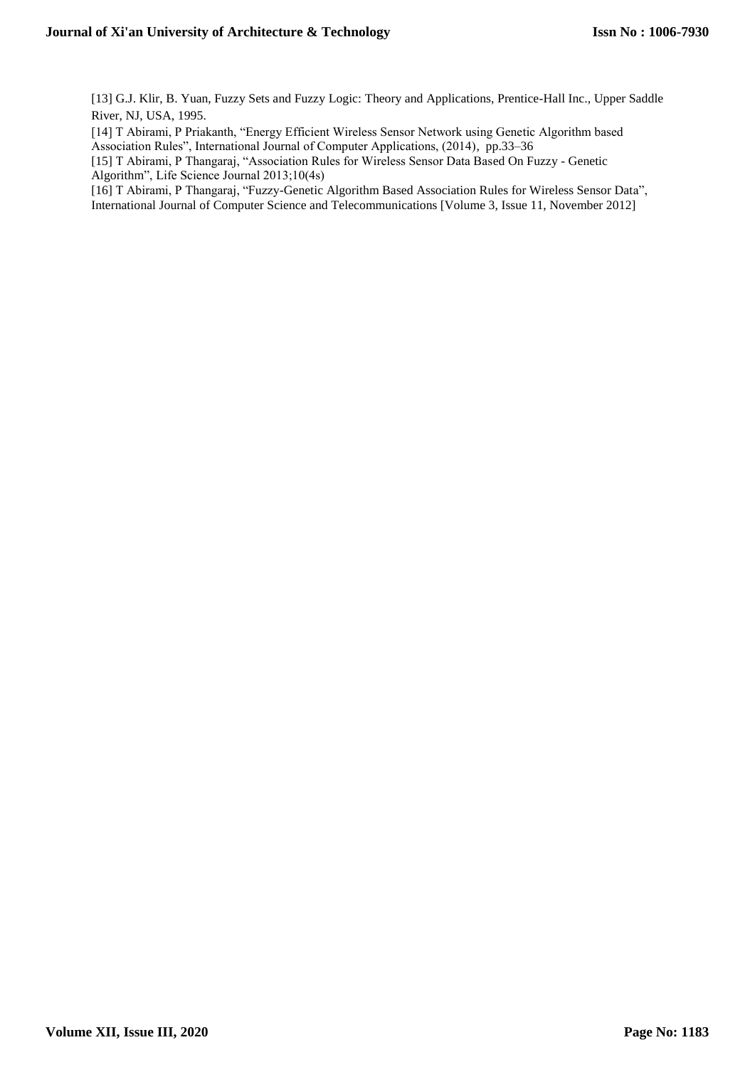[13] G.J. Klir, B. Yuan, Fuzzy Sets and Fuzzy Logic: Theory and Applications, Prentice-Hall Inc., Upper Saddle River, NJ, USA, 1995.

[14] T Abirami, P Priakanth, "Energy Efficient Wireless Sensor Network using Genetic Algorithm based Association Rules", International Journal of Computer Applications, (2014), pp.33–36

[15] T Abirami, P Thangaraj, "Association Rules for Wireless Sensor Data Based On Fuzzy - Genetic Algorithm", Life Science Journal 2013;10(4s)

[16] T Abirami, P Thangaraj, "Fuzzy-Genetic Algorithm Based Association Rules for Wireless Sensor Data", International Journal of Computer Science and Telecommunications [Volume 3, Issue 11, November 2012]